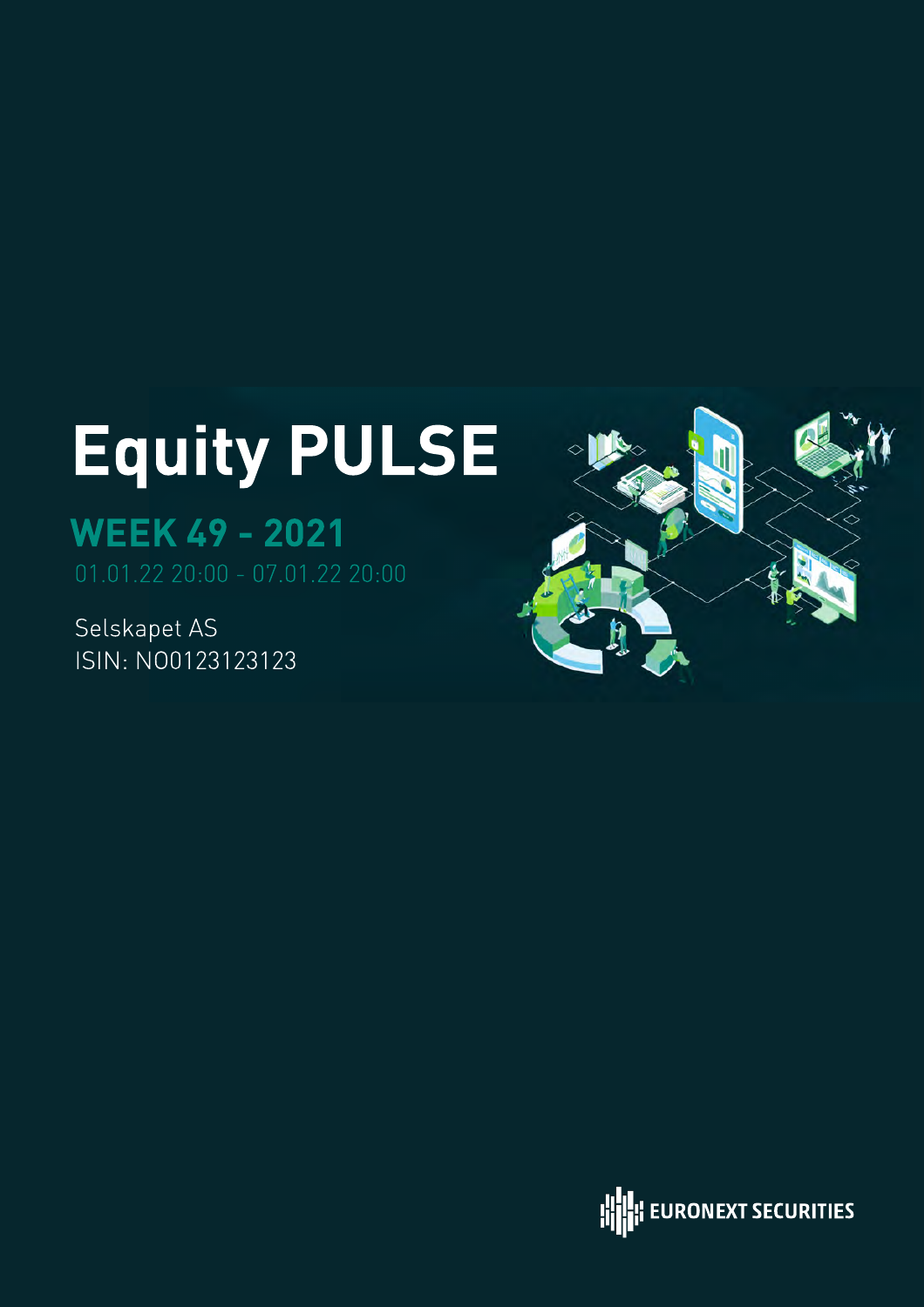# Equity PULSE

## WEEK 49 - 2021

01.01.22 20:00 - 07.01.22 20:00

Selskapet AS
ISIN: NO0123123123

EURONEXT SECURITIES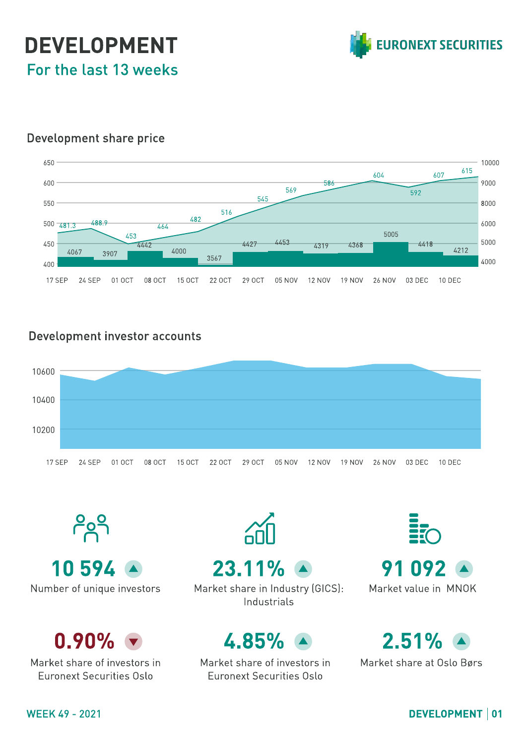# DEVELOPMENT

## For the last 13 weeks

### Development share price

| Week | Share price | Volume |
|---|---|---|
| 17 SEP | 481.3 | 4067 |
| 24 SEP | 488.9 | 3907 |
| 01 OCT | 453 | 4442 |
| 08 OCT | 464 | 4000 |
| 15 OCT | 482 | 3567 |
| 22 OCT | 516 | 4427 |
| 29 OCT | 545 | 4453 |
| 05 NOV | 569 | 4319 |
| 12 NOV | 586 | 4368 |
| 19 NOV | 604 | 5005 |
| 26 NOV | 592 | 4418 |
| 03 DEC | 607 | 4212 |
| 10 DEC | 615 | |

### Development investor accounts

17 SEP, 24 SEP, 01 OCT, 08 OCT, 15 OCT, 22 OCT, 29 OCT, 05 NOV, 12 NOV, 19 NOV, 26 NOV, 03 DEC, 10 DEC

**10 594** ▲
Number of unique investors

**23.11%** ▲
Market share in Industry (GICS): Industrials

**91 092** ▲
Market value in MNOK

**0.90%** ▼
Market share of investors in Euronext Securities Oslo

**4.85%** ▲
Market share of investors in Euronext Securities Oslo

**2.51%** ▲
Market share at Oslo Børs

WEEK 49 - 2021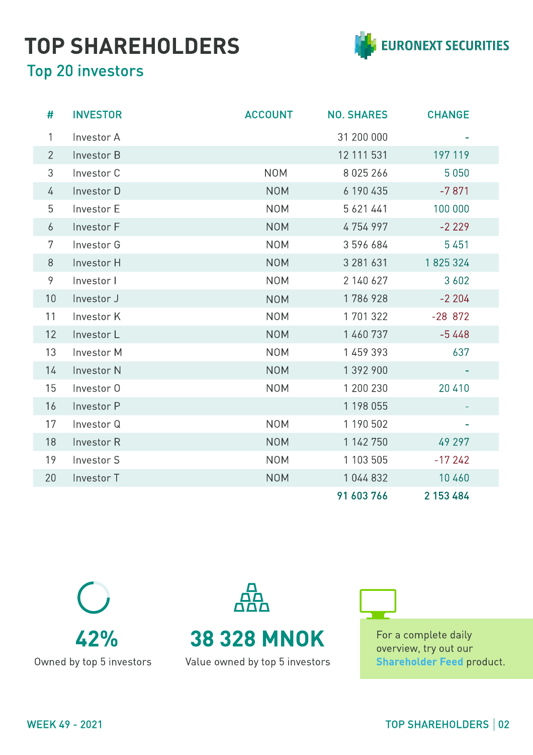# TOP SHAREHOLDERS

## Top 20 investors

| # | INVESTOR | ACCOUNT | NO. SHARES | CHANGE |
|---|---|---|---|---|
| 1 | Investor A | | 31 200 000 | - |
| 2 | Investor B | | 12 111 531 | 197 119 |
| 3 | Investor C | NOM | 8 025 266 | 5 050 |
| 4 | Investor D | NOM | 6 190 435 | -7 871 |
| 5 | Investor E | NOM | 5 621 441 | 100 000 |
| 6 | Investor F | NOM | 4 754 997 | -2 229 |
| 7 | Investor G | NOM | 3 596 684 | 5 451 |
| 8 | Investor H | NOM | 3 281 631 | 1 825 324 |
| 9 | Investor I | NOM | 2 140 627 | 3 602 |
| 10 | Investor J | NOM | 1 786 928 | -2 204 |
| 11 | Investor K | NOM | 1 701 322 | -28 872 |
| 12 | Investor L | NOM | 1 460 737 | -5 448 |
| 13 | Investor M | NOM | 1 459 393 | 637 |
| 14 | Investor N | NOM | 1 392 900 | - |
| 15 | Investor O | NOM | 1 200 230 | 20 410 |
| 16 | Investor P | | 1 198 055 | - |
| 17 | Investor Q | NOM | 1 190 502 | - |
| 18 | Investor R | NOM | 1 142 750 | 49 297 |
| 19 | Investor S | NOM | 1 103 505 | -17 242 |
| 20 | Investor T | NOM | 1 044 832 | 10 460 |
| | | | **91 603 766** | **2 153 484** |

**42%**
Owned by top 5 investors

**38 328 MNOK**
Value owned by top 5 investors

For a complete daily overview, try out our **Shareholder Feed** product.

WEEK 49 - 2021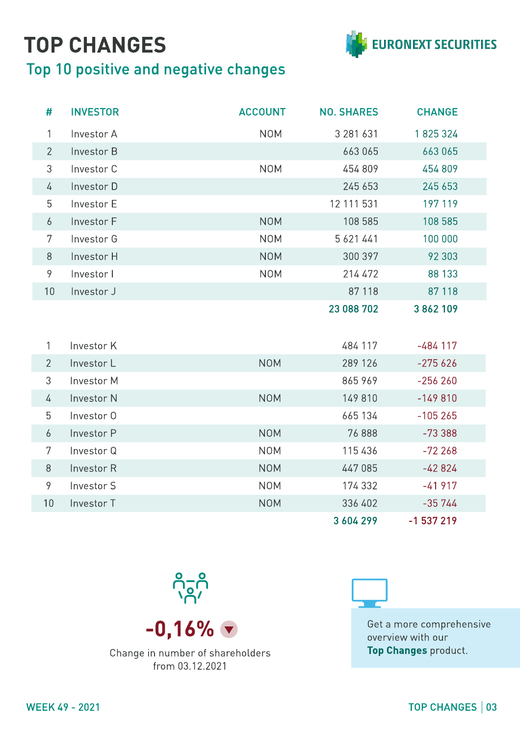# TOP CHANGES

## Top 10 positive and negative changes

| # | INVESTOR | ACCOUNT | NO. SHARES | CHANGE |
|---|---|---|---|---|
| 1 | Investor A | NOM | 3 281 631 | 1 825 324 |
| 2 | Investor B | | 663 065 | 663 065 |
| 3 | Investor C | NOM | 454 809 | 454 809 |
| 4 | Investor D | | 245 653 | 245 653 |
| 5 | Investor E | | 12 111 531 | 197 119 |
| 6 | Investor F | NOM | 108 585 | 108 585 |
| 7 | Investor G | NOM | 5 621 441 | 100 000 |
| 8 | Investor H | NOM | 300 397 | 92 303 |
| 9 | Investor I | NOM | 214 472 | 88 133 |
| 10 | Investor J | | 87 118 | 87 118 |
| | | | **23 088 702** | **3 862 109** |

| # | INVESTOR | ACCOUNT | NO. SHARES | CHANGE |
|---|---|---|---|---|
| 1 | Investor K | | 484 117 | -484 117 |
| 2 | Investor L | NOM | 289 126 | -275 626 |
| 3 | Investor M | | 865 969 | -256 260 |
| 4 | Investor N | NOM | 149 810 | -149 810 |
| 5 | Investor O | | 665 134 | -105 265 |
| 6 | Investor P | NOM | 76 888 | -73 388 |
| 7 | Investor Q | NOM | 115 436 | -72 268 |
| 8 | Investor R | NOM | 447 085 | -42 824 |
| 9 | Investor S | NOM | 174 332 | -41 917 |
| 10 | Investor T | NOM | 336 402 | -35 744 |
| | | | **3 604 299** | **-1 537 219** |

**-0,16%**

Change in number of shareholders from 03.12.2021

Get a more comprehensive overview with our **Top Changes** product.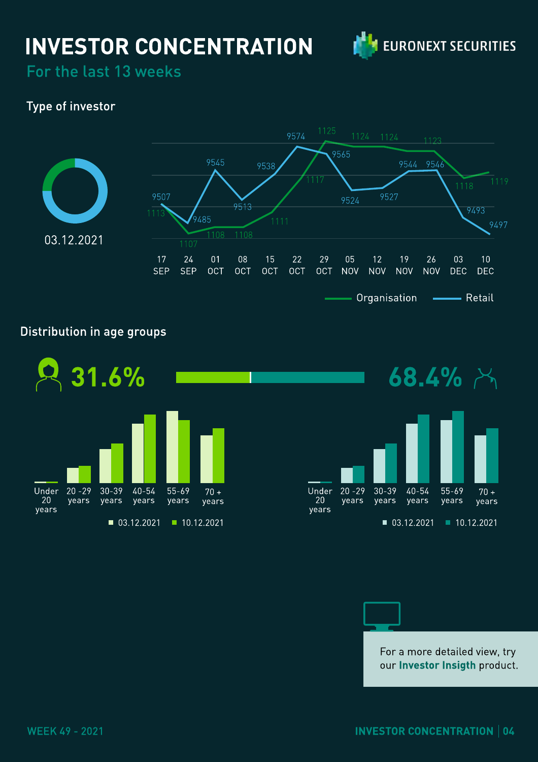# INVESTOR CONCENTRATION

## For the last 13 weeks

EURONEXT SECURITIES

### Type of investor

03.12.2021

| | 17 SEP | 24 SEP | 01 OCT | 08 OCT | 15 OCT | 22 OCT | 29 OCT | 05 NOV | 12 NOV | 19 NOV | 26 NOV | 03 DEC | 10 DEC |
|---|---|---|---|---|---|---|---|---|---|---|---|---|---|
| Organisation | 1113 | 1107 | 1108 | 1108 | 1111 | 1117 | 1125 | 1124 | 1124 | 1123 | 1123 | 1118 | 1119 |
| Retail | 9507 | 9485 | 9545 | 9513 | 9538 | 9574 | 9565 | 9524 | 9527 | 9544 | 9546 | 9493 | 9497 |

### Distribution in age groups

31.6% — 68.4%

Under 20 years, 20 -29 years, 30-39 years, 40-54 years, 55-69 years, 70 + years

03.12.2021 / 10.12.2021

Under 20 years, 20 -29 years, 30-39 years, 40-54 years, 55-69 years, 70 + years

03.12.2021 / 10.12.2021

For a more detailed view, try our **Investor Insigth** product.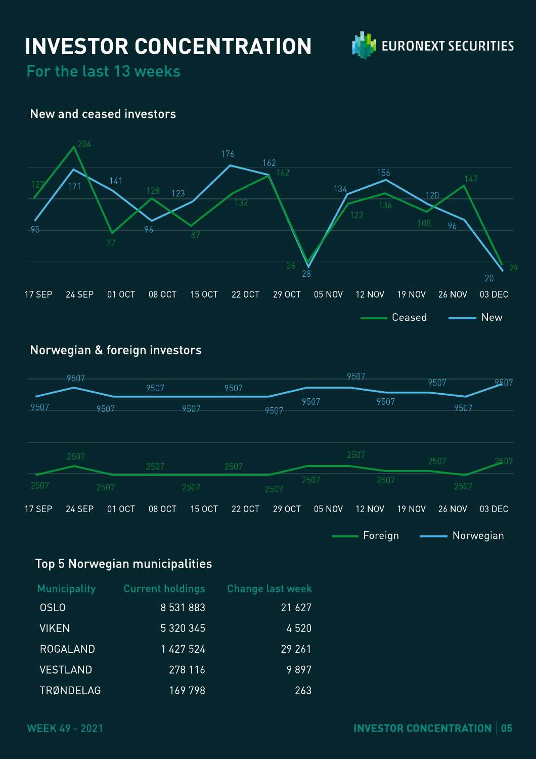# INVESTOR CONCENTRATION

## For the last 13 weeks

EURONEXT SECURITIES

### New and ceased investors

| Week | Ceased | New |
|---|---|---|
| 17 SEP | 127 | 95 |
| 24 SEP | 204 | 171 |
| 01 OCT | 77 | 141 |
| 08 OCT | 128 | 96 |
| 15 OCT | 87 | 123 |
| 22 OCT | 132 | 176 |
| 29 OCT | 162 | 162 |
| 05 NOV | 36 | 28 |
| 12 NOV | 122 | 134 |
| 19 NOV | 136 | 156 |
| 26 NOV | 108 | 120 |
| 03 DEC | 147 | 96 |
| | 29 | 20 |

### Norwegian & foreign investors

| Week | Norwegian | Foreign |
|---|---|---|
| 17 SEP | 9507 | 2507 |
| 24 SEP | 9507 | 2507 |
| 01 OCT | 9507 | 2507 |
| 08 OCT | 9507 | 2507 |
| 15 OCT | 9507 | 2507 |
| 22 OCT | 9507 | 2507 |
| 29 OCT | 9507 | 2507 |
| 05 NOV | 9507 | 2507 |
| 12 NOV | 9507 | 2507 |
| 19 NOV | 9507 | 2507 |
| 26 NOV | 9507 | 2507 |
| 03 DEC | 9507 | 2507 |
| | 9507 | 2507 |

### Top 5 Norwegian municipalities

| Municipality | Current holdings | Change last week |
|---|---|---|
| OSLO | 8 531 883 | 21 627 |
| VIKEN | 5 320 345 | 4 520 |
| ROGALAND | 1 427 524 | 29 261 |
| VESTLAND | 278 116 | 9 897 |
| TRØNDELAG | 169 798 | 263 |

WEEK 49 - 2021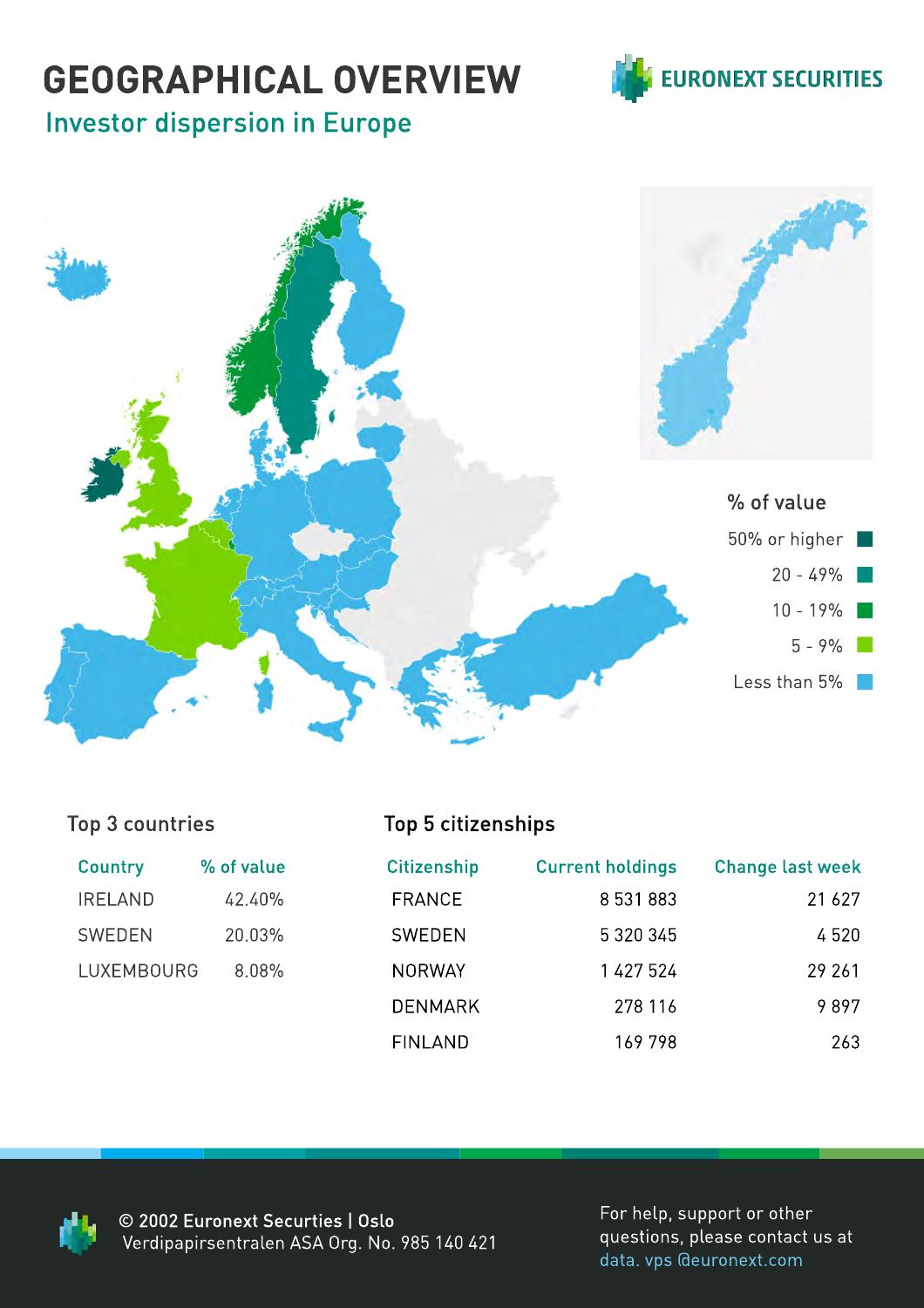# GEOGRAPHICAL OVERVIEW

## Investor dispersion in Europe

% of value

50% or higher

20 - 49%

10 - 19%

5 - 9%

Less than 5%

### Top 3 countries

| Country | % of value |
|---|---|
| IRELAND | 42.40% |
| SWEDEN | 20.03% |
| LUXEMBOURG | 8.08% |

### Top 5 citizenships

| Citizenship | Current holdings | Change last week |
|---|---|---|
| FRANCE | 8 531 883 | 21 627 |
| SWEDEN | 5 320 345 | 4 520 |
| NORWAY | 1 427 524 | 29 261 |
| DENMARK | 278 116 | 9 897 |
| FINLAND | 169 798 | 263 |

© 2002 Euronext Securities | Oslo
Verdipapirsentralen ASA Org. No. 985 140 421

For help, support or other questions, please contact us at data. vps @euronext.com